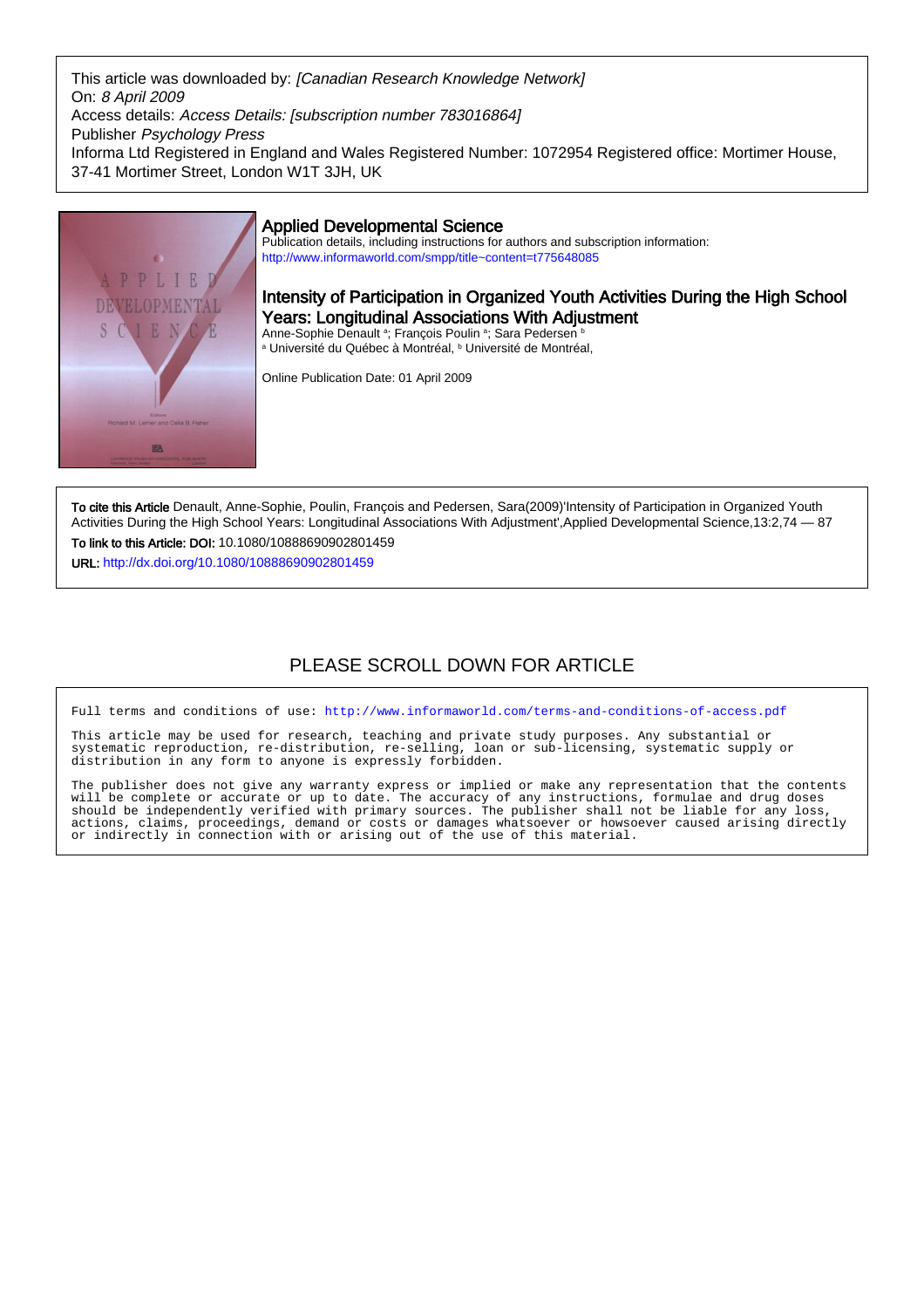This article was downloaded by: *[Canadian Research Knowledge Network]*
On: *8 April 2009*
Access details: *Access Details: [subscription number 783016864]*
Publisher *Psychology Press*
Informa Ltd Registered in England and Wales Registered Number: 1072954 Registered office: Mortimer House, 37-41 Mortimer Street, London W1T 3JH, UK

## Applied Developmental Science

Publication details, including instructions for authors and subscription information:
http://www.informaworld.com/smpp/title~content=t775648085

# Intensity of Participation in Organized Youth Activities During the High School Years: Longitudinal Associations With Adjustment

Anne-Sophie Denault [a]; François Poulin [a]; Sara Pedersen [b]
[a] Université du Québec à Montréal, [b] Université de Montréal,

Online Publication Date: 01 April 2009

**To cite this Article** Denault, Anne-Sophie, Poulin, François and Pedersen, Sara(2009)'Intensity of Participation in Organized Youth Activities During the High School Years: Longitudinal Associations With Adjustment',Applied Developmental Science,13:2,74 — 87

**To link to this Article: DOI:** 10.1080/10888690902801459

**URL:** http://dx.doi.org/10.1080/10888690902801459

PLEASE SCROLL DOWN FOR ARTICLE

Full terms and conditions of use: http://www.informaworld.com/terms-and-conditions-of-access.pdf

This article may be used for research, teaching and private study purposes. Any substantial or systematic reproduction, re-distribution, re-selling, loan or sub-licensing, systematic supply or distribution in any form to anyone is expressly forbidden.

The publisher does not give any warranty express or implied or make any representation that the contents will be complete or accurate or up to date. The accuracy of any instructions, formulae and drug doses should be independently verified with primary sources. The publisher shall not be liable for any loss, actions, claims, proceedings, demand or costs or damages whatsoever or howsoever caused arising directly or indirectly in connection with or arising out of the use of this material.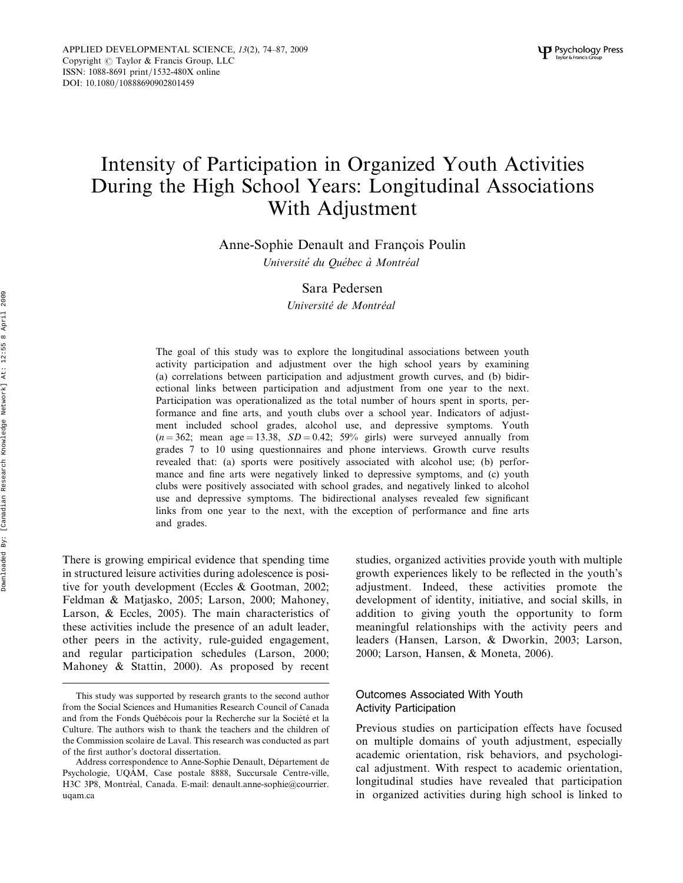# Intensity of Participation in Organized Youth Activities During the High School Years: Longitudinal Associations With Adjustment

Anne-Sophie Denault and François Poulin
*Université du Québec à Montréal*

Sara Pedersen
*Université de Montréal*

The goal of this study was to explore the longitudinal associations between youth activity participation and adjustment over the high school years by examining (a) correlations between participation and adjustment growth curves, and (b) bidirectional links between participation and adjustment from one year to the next. Participation was operationalized as the total number of hours spent in sports, performance and fine arts, and youth clubs over a school year. Indicators of adjustment included school grades, alcohol use, and depressive symptoms. Youth ($n = 362$; mean age $= 13.38$, $SD = 0.42$; 59% girls) were surveyed annually from grades 7 to 10 using questionnaires and phone interviews. Growth curve results revealed that: (a) sports were positively associated with alcohol use; (b) performance and fine arts were negatively linked to depressive symptoms, and (c) youth clubs were positively associated with school grades, and negatively linked to alcohol use and depressive symptoms. The bidirectional analyses revealed few significant links from one year to the next, with the exception of performance and fine arts and grades.

There is growing empirical evidence that spending time in structured leisure activities during adolescence is positive for youth development (Eccles & Gootman, 2002; Feldman & Matjasko, 2005; Larson, 2000; Mahoney, Larson, & Eccles, 2005). The main characteristics of these activities include the presence of an adult leader, other peers in the activity, rule-guided engagement, and regular participation schedules (Larson, 2000; Mahoney & Stattin, 2000). As proposed by recent studies, organized activities provide youth with multiple growth experiences likely to be reflected in the youth's adjustment. Indeed, these activities promote the development of identity, initiative, and social skills, in addition to giving youth the opportunity to form meaningful relationships with the activity peers and leaders (Hansen, Larson, & Dworkin, 2003; Larson, 2000; Larson, Hansen, & Moneta, 2006).

## Outcomes Associated With Youth Activity Participation

Previous studies on participation effects have focused on multiple domains of youth adjustment, especially academic orientation, risk behaviors, and psychological adjustment. With respect to academic orientation, longitudinal studies have revealed that participation in organized activities during high school is linked to

This study was supported by research grants to the second author from the Social Sciences and Humanities Research Council of Canada and from the Fonds Québécois pour la Recherche sur la Société et la Culture. The authors wish to thank the teachers and the children of the Commission scolaire de Laval. This research was conducted as part of the first author's doctoral dissertation.

Address correspondence to Anne-Sophie Denault, Département de Psychologie, UQAM, Case postale 8888, Succursale Centre-ville, H3C 3P8, Montréal, Canada. E-mail: denault.anne-sophie@courrier.uqam.ca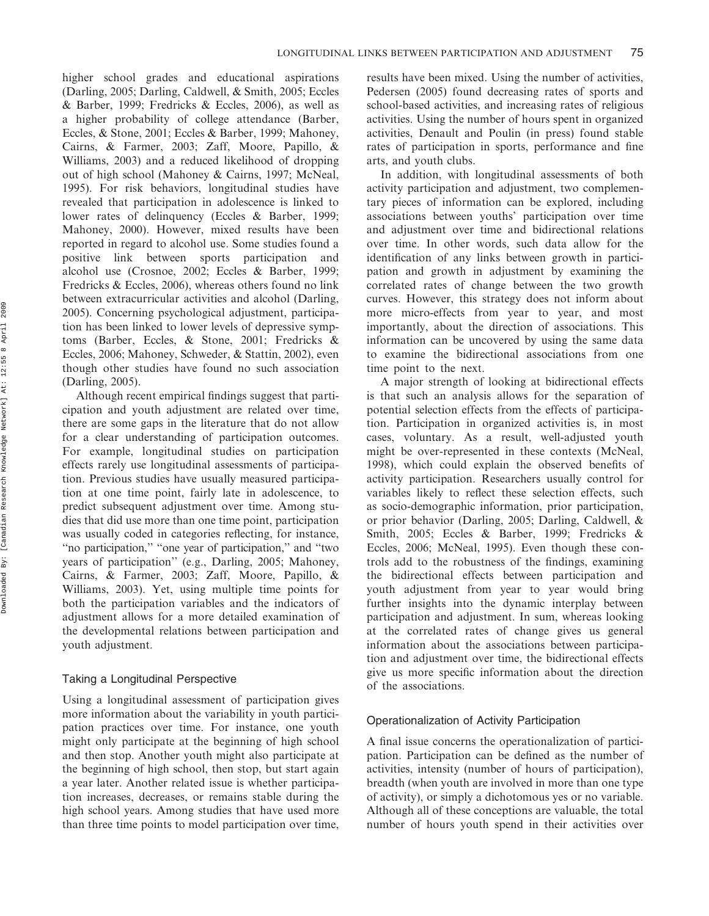higher school grades and educational aspirations (Darling, 2005; Darling, Caldwell, & Smith, 2005; Eccles & Barber, 1999; Fredricks & Eccles, 2006), as well as a higher probability of college attendance (Barber, Eccles, & Stone, 2001; Eccles & Barber, 1999; Mahoney, Cairns, & Farmer, 2003; Zaff, Moore, Papillo, & Williams, 2003) and a reduced likelihood of dropping out of high school (Mahoney & Cairns, 1997; McNeal, 1995). For risk behaviors, longitudinal studies have revealed that participation in adolescence is linked to lower rates of delinquency (Eccles & Barber, 1999; Mahoney, 2000). However, mixed results have been reported in regard to alcohol use. Some studies found a positive link between sports participation and alcohol use (Crosnoe, 2002; Eccles & Barber, 1999; Fredricks & Eccles, 2006), whereas others found no link between extracurricular activities and alcohol (Darling, 2005). Concerning psychological adjustment, participation has been linked to lower levels of depressive symptoms (Barber, Eccles, & Stone, 2001; Fredricks & Eccles, 2006; Mahoney, Schweder, & Stattin, 2002), even though other studies have found no such association (Darling, 2005).

Although recent empirical findings suggest that participation and youth adjustment are related over time, there are some gaps in the literature that do not allow for a clear understanding of participation outcomes. For example, longitudinal studies on participation effects rarely use longitudinal assessments of participation. Previous studies have usually measured participation at one time point, fairly late in adolescence, to predict subsequent adjustment over time. Among studies that did use more than one time point, participation was usually coded in categories reflecting, for instance, "no participation," "one year of participation," and "two years of participation" (e.g., Darling, 2005; Mahoney, Cairns, & Farmer, 2003; Zaff, Moore, Papillo, & Williams, 2003). Yet, using multiple time points for both the participation variables and the indicators of adjustment allows for a more detailed examination of the developmental relations between participation and youth adjustment.

## Taking a Longitudinal Perspective

Using a longitudinal assessment of participation gives more information about the variability in youth participation practices over time. For instance, one youth might only participate at the beginning of high school and then stop. Another youth might also participate at the beginning of high school, then stop, but start again a year later. Another related issue is whether participation increases, decreases, or remains stable during the high school years. Among studies that have used more than three time points to model participation over time, results have been mixed. Using the number of activities, Pedersen (2005) found decreasing rates of sports and school-based activities, and increasing rates of religious activities. Using the number of hours spent in organized activities, Denault and Poulin (in press) found stable rates of participation in sports, performance and fine arts, and youth clubs.

In addition, with longitudinal assessments of both activity participation and adjustment, two complementary pieces of information can be explored, including associations between youths' participation over time and adjustment over time and bidirectional relations over time. In other words, such data allow for the identification of any links between growth in participation and growth in adjustment by examining the correlated rates of change between the two growth curves. However, this strategy does not inform about more micro-effects from year to year, and most importantly, about the direction of associations. This information can be uncovered by using the same data to examine the bidirectional associations from one time point to the next.

A major strength of looking at bidirectional effects is that such an analysis allows for the separation of potential selection effects from the effects of participation. Participation in organized activities is, in most cases, voluntary. As a result, well-adjusted youth might be over-represented in these contexts (McNeal, 1998), which could explain the observed benefits of activity participation. Researchers usually control for variables likely to reflect these selection effects, such as socio-demographic information, prior participation, or prior behavior (Darling, 2005; Darling, Caldwell, & Smith, 2005; Eccles & Barber, 1999; Fredricks & Eccles, 2006; McNeal, 1995). Even though these controls add to the robustness of the findings, examining the bidirectional effects between participation and youth adjustment from year to year would bring further insights into the dynamic interplay between participation and adjustment. In sum, whereas looking at the correlated rates of change gives us general information about the associations between participation and adjustment over time, the bidirectional effects give us more specific information about the direction of the associations.

## Operationalization of Activity Participation

A final issue concerns the operationalization of participation. Participation can be defined as the number of activities, intensity (number of hours of participation), breadth (when youth are involved in more than one type of activity), or simply a dichotomous yes or no variable. Although all of these conceptions are valuable, the total number of hours youth spend in their activities over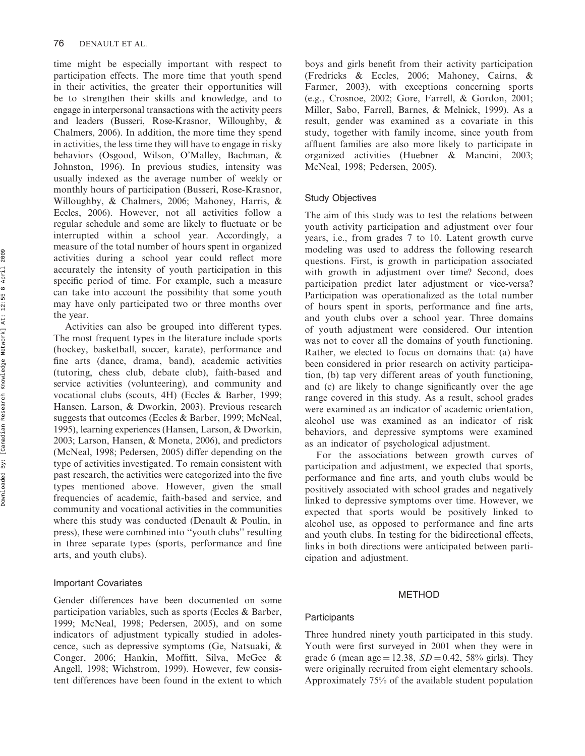time might be especially important with respect to participation effects. The more time that youth spend in their activities, the greater their opportunities will be to strengthen their skills and knowledge, and to engage in interpersonal transactions with the activity peers and leaders (Busseri, Rose-Krasnor, Willoughby, & Chalmers, 2006). In addition, the more time they spend in activities, the less time they will have to engage in risky behaviors (Osgood, Wilson, O'Malley, Bachman, & Johnston, 1996). In previous studies, intensity was usually indexed as the average number of weekly or monthly hours of participation (Busseri, Rose-Krasnor, Willoughby, & Chalmers, 2006; Mahoney, Harris, & Eccles, 2006). However, not all activities follow a regular schedule and some are likely to fluctuate or be interrupted within a school year. Accordingly, a measure of the total number of hours spent in organized activities during a school year could reflect more accurately the intensity of youth participation in this specific period of time. For example, such a measure can take into account the possibility that some youth may have only participated two or three months over the year.

Activities can also be grouped into different types. The most frequent types in the literature include sports (hockey, basketball, soccer, karate), performance and fine arts (dance, drama, band), academic activities (tutoring, chess club, debate club), faith-based and service activities (volunteering), and community and vocational clubs (scouts, 4H) (Eccles & Barber, 1999; Hansen, Larson, & Dworkin, 2003). Previous research suggests that outcomes (Eccles & Barber, 1999; McNeal, 1995), learning experiences (Hansen, Larson, & Dworkin, 2003; Larson, Hansen, & Moneta, 2006), and predictors (McNeal, 1998; Pedersen, 2005) differ depending on the type of activities investigated. To remain consistent with past research, the activities were categorized into the five types mentioned above. However, given the small frequencies of academic, faith-based and service, and community and vocational activities in the communities where this study was conducted (Denault & Poulin, in press), these were combined into "youth clubs" resulting in three separate types (sports, performance and fine arts, and youth clubs).

### Important Covariates

Gender differences have been documented on some participation variables, such as sports (Eccles & Barber, 1999; McNeal, 1998; Pedersen, 2005), and on some indicators of adjustment typically studied in adolescence, such as depressive symptoms (Ge, Natsuaki, & Conger, 2006; Hankin, Moffitt, Silva, McGee & Angell, 1998; Wichstrom, 1999). However, few consistent differences have been found in the extent to which boys and girls benefit from their activity participation (Fredricks & Eccles, 2006; Mahoney, Cairns, & Farmer, 2003), with exceptions concerning sports (e.g., Crosnoe, 2002; Gore, Farrell, & Gordon, 2001; Miller, Sabo, Farrell, Barnes, & Melnick, 1999). As a result, gender was examined as a covariate in this study, together with family income, since youth from affluent families are also more likely to participate in organized activities (Huebner & Mancini, 2003; McNeal, 1998; Pedersen, 2005).

### Study Objectives

The aim of this study was to test the relations between youth activity participation and adjustment over four years, i.e., from grades 7 to 10. Latent growth curve modeling was used to address the following research questions. First, is growth in participation associated with growth in adjustment over time? Second, does participation predict later adjustment or vice-versa? Participation was operationalized as the total number of hours spent in sports, performance and fine arts, and youth clubs over a school year. Three domains of youth adjustment were considered. Our intention was not to cover all the domains of youth functioning. Rather, we elected to focus on domains that: (a) have been considered in prior research on activity participation, (b) tap very different areas of youth functioning, and (c) are likely to change significantly over the age range covered in this study. As a result, school grades were examined as an indicator of academic orientation, alcohol use was examined as an indicator of risk behaviors, and depressive symptoms were examined as an indicator of psychological adjustment.

For the associations between growth curves of participation and adjustment, we expected that sports, performance and fine arts, and youth clubs would be positively associated with school grades and negatively linked to depressive symptoms over time. However, we expected that sports would be positively linked to alcohol use, as opposed to performance and fine arts and youth clubs. In testing for the bidirectional effects, links in both directions were anticipated between participation and adjustment.

## METHOD

### Participants

Three hundred ninety youth participated in this study. Youth were first surveyed in 2001 when they were in grade 6 (mean age = 12.38, $SD = 0.42$, 58% girls). They were originally recruited from eight elementary schools. Approximately 75% of the available student population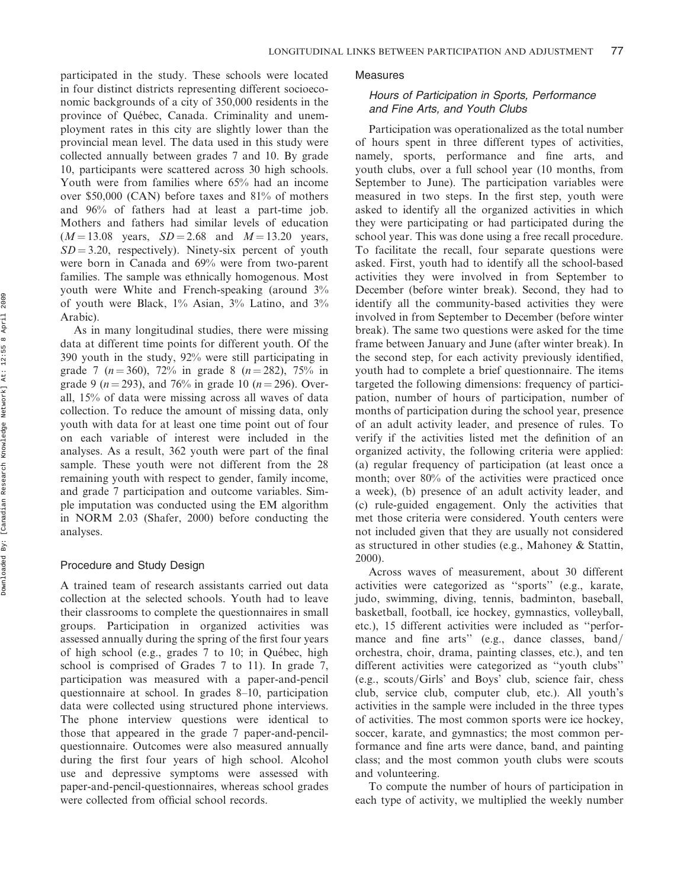participated in the study. These schools were located in four distinct districts representing different socioeconomic backgrounds of a city of 350,000 residents in the province of Québec, Canada. Criminality and unemployment rates in this city are slightly lower than the provincial mean level. The data used in this study were collected annually between grades 7 and 10. By grade 10, participants were scattered across 30 high schools. Youth were from families where 65% had an income over $50,000 (CAN) before taxes and 81% of mothers and 96% of fathers had at least a part-time job. Mothers and fathers had similar levels of education ($M = 13.08$ years, $SD = 2.68$ and $M = 13.20$ years, $SD = 3.20$, respectively). Ninety-six percent of youth were born in Canada and 69% were from two-parent families. The sample was ethnically homogenous. Most youth were White and French-speaking (around 3% of youth were Black, 1% Asian, 3% Latino, and 3% Arabic).

As in many longitudinal studies, there were missing data at different time points for different youth. Of the 390 youth in the study, 92% were still participating in grade 7 ($n = 360$), 72% in grade 8 ($n = 282$), 75% in grade 9 ($n = 293$), and 76% in grade 10 ($n = 296$). Overall, 15% of data were missing across all waves of data collection. To reduce the amount of missing data, only youth with data for at least one time point out of four on each variable of interest were included in the analyses. As a result, 362 youth were part of the final sample. These youth were not different from the 28 remaining youth with respect to gender, family income, and grade 7 participation and outcome variables. Simple imputation was conducted using the EM algorithm in NORM 2.03 (Shafer, 2000) before conducting the analyses.

### Procedure and Study Design

A trained team of research assistants carried out data collection at the selected schools. Youth had to leave their classrooms to complete the questionnaires in small groups. Participation in organized activities was assessed annually during the spring of the first four years of high school (e.g., grades 7 to 10; in Québec, high school is comprised of Grades 7 to 11). In grade 7, participation was measured with a paper-and-pencil questionnaire at school. In grades 8–10, participation data were collected using structured phone interviews. The phone interview questions were identical to those that appeared in the grade 7 paper-and-pencil-questionnaire. Outcomes were also measured annually during the first four years of high school. Alcohol use and depressive symptoms were assessed with paper-and-pencil-questionnaires, whereas school grades were collected from official school records.

### Measures

#### *Hours of Participation in Sports, Performance and Fine Arts, and Youth Clubs*

Participation was operationalized as the total number of hours spent in three different types of activities, namely, sports, performance and fine arts, and youth clubs, over a full school year (10 months, from September to June). The participation variables were measured in two steps. In the first step, youth were asked to identify all the organized activities in which they were participating or had participated during the school year. This was done using a free recall procedure. To facilitate the recall, four separate questions were asked. First, youth had to identify all the school-based activities they were involved in from September to December (before winter break). Second, they had to identify all the community-based activities they were involved in from September to December (before winter break). The same two questions were asked for the time frame between January and June (after winter break). In the second step, for each activity previously identified, youth had to complete a brief questionnaire. The items targeted the following dimensions: frequency of participation, number of hours of participation, number of months of participation during the school year, presence of an adult activity leader, and presence of rules. To verify if the activities listed met the definition of an organized activity, the following criteria were applied: (a) regular frequency of participation (at least once a month; over 80% of the activities were practiced once a week), (b) presence of an adult activity leader, and (c) rule-guided engagement. Only the activities that met those criteria were considered. Youth centers were not included given that they are usually not considered as structured in other studies (e.g., Mahoney & Stattin, 2000).

Across waves of measurement, about 30 different activities were categorized as ''sports'' (e.g., karate, judo, swimming, diving, tennis, badminton, baseball, basketball, football, ice hockey, gymnastics, volleyball, etc.), 15 different activities were included as ''performance and fine arts'' (e.g., dance classes, band/orchestra, choir, drama, painting classes, etc.), and ten different activities were categorized as ''youth clubs'' (e.g., scouts/Girls' and Boys' club, science fair, chess club, service club, computer club, etc.). All youth's activities in the sample were included in the three types of activities. The most common sports were ice hockey, soccer, karate, and gymnastics; the most common performance and fine arts were dance, band, and painting class; and the most common youth clubs were scouts and volunteering.

To compute the number of hours of participation in each type of activity, we multiplied the weekly number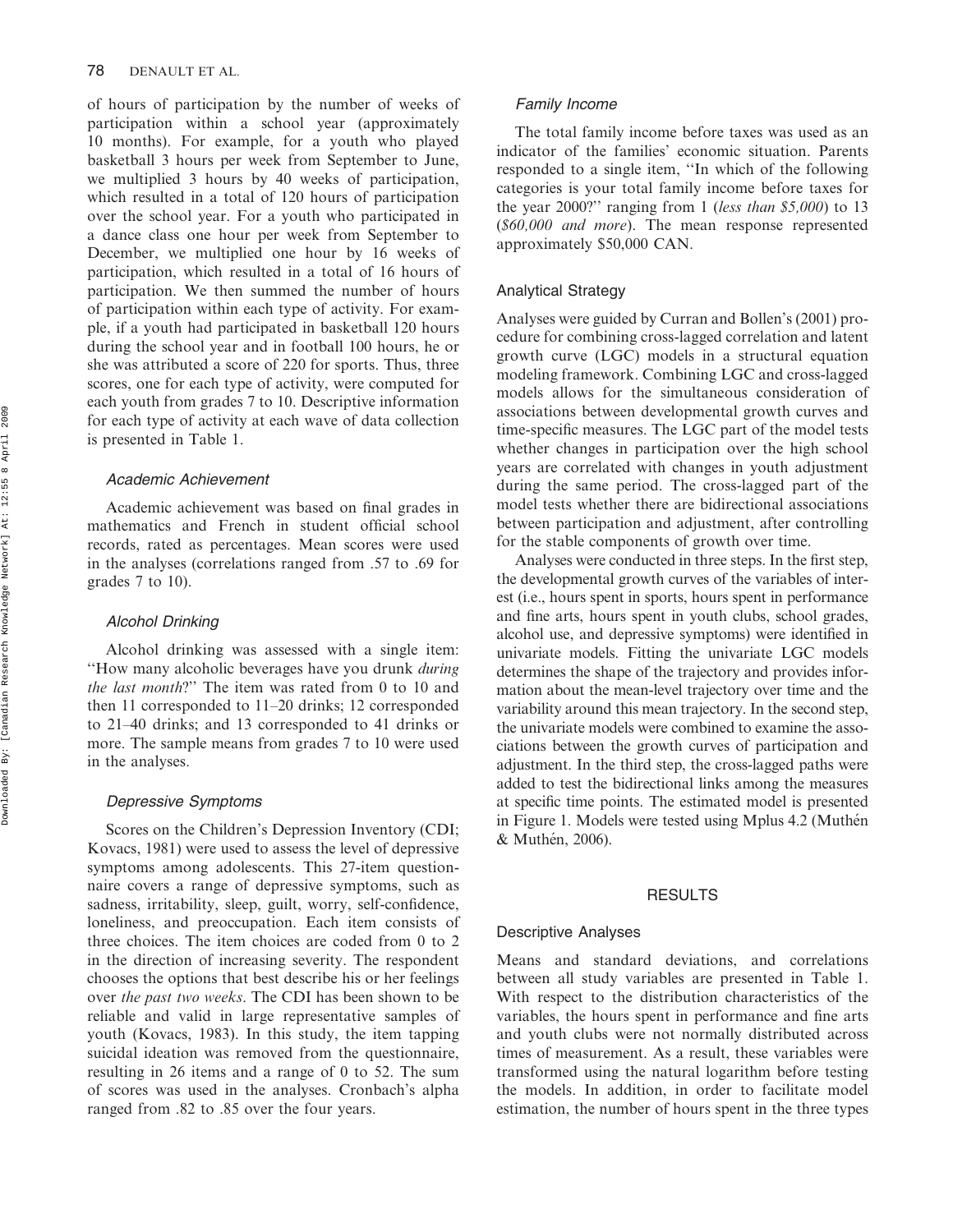of hours of participation by the number of weeks of participation within a school year (approximately 10 months). For example, for a youth who played basketball 3 hours per week from September to June, we multiplied 3 hours by 40 weeks of participation, which resulted in a total of 120 hours of participation over the school year. For a youth who participated in a dance class one hour per week from September to December, we multiplied one hour by 16 weeks of participation, which resulted in a total of 16 hours of participation. We then summed the number of hours of participation within each type of activity. For example, if a youth had participated in basketball 120 hours during the school year and in football 100 hours, he or she was attributed a score of 220 for sports. Thus, three scores, one for each type of activity, were computed for each youth from grades 7 to 10. Descriptive information for each type of activity at each wave of data collection is presented in Table 1.

#### *Academic Achievement*

Academic achievement was based on final grades in mathematics and French in student official school records, rated as percentages. Mean scores were used in the analyses (correlations ranged from .57 to .69 for grades 7 to 10).

#### *Alcohol Drinking*

Alcohol drinking was assessed with a single item: ''How many alcoholic beverages have you drunk *during the last month*?'' The item was rated from 0 to 10 and then 11 corresponded to 11–20 drinks; 12 corresponded to 21–40 drinks; and 13 corresponded to 41 drinks or more. The sample means from grades 7 to 10 were used in the analyses.

#### *Depressive Symptoms*

Scores on the Children's Depression Inventory (CDI; Kovacs, 1981) were used to assess the level of depressive symptoms among adolescents. This 27-item questionnaire covers a range of depressive symptoms, such as sadness, irritability, sleep, guilt, worry, self-confidence, loneliness, and preoccupation. Each item consists of three choices. The item choices are coded from 0 to 2 in the direction of increasing severity. The respondent chooses the options that best describe his or her feelings over *the past two weeks*. The CDI has been shown to be reliable and valid in large representative samples of youth (Kovacs, 1983). In this study, the item tapping suicidal ideation was removed from the questionnaire, resulting in 26 items and a range of 0 to 52. The sum of scores was used in the analyses. Cronbach's alpha ranged from .82 to .85 over the four years.

#### *Family Income*

The total family income before taxes was used as an indicator of the families' economic situation. Parents responded to a single item, ''In which of the following categories is your total family income before taxes for the year 2000?'' ranging from 1 (*less than $5,000*) to 13 (*$60,000 and more*). The mean response represented approximately $50,000 CAN.

### Analytical Strategy

Analyses were guided by Curran and Bollen's (2001) procedure for combining cross-lagged correlation and latent growth curve (LGC) models in a structural equation modeling framework. Combining LGC and cross-lagged models allows for the simultaneous consideration of associations between developmental growth curves and time-specific measures. The LGC part of the model tests whether changes in participation over the high school years are correlated with changes in youth adjustment during the same period. The cross-lagged part of the model tests whether there are bidirectional associations between participation and adjustment, after controlling for the stable components of growth over time.

Analyses were conducted in three steps. In the first step, the developmental growth curves of the variables of interest (i.e., hours spent in sports, hours spent in performance and fine arts, hours spent in youth clubs, school grades, alcohol use, and depressive symptoms) were identified in univariate models. Fitting the univariate LGC models determines the shape of the trajectory and provides information about the mean-level trajectory over time and the variability around this mean trajectory. In the second step, the univariate models were combined to examine the associations between the growth curves of participation and adjustment. In the third step, the cross-lagged paths were added to test the bidirectional links among the measures at specific time points. The estimated model is presented in Figure 1. Models were tested using Mplus 4.2 (Muthén & Muthén, 2006).

## RESULTS

### Descriptive Analyses

Means and standard deviations, and correlations between all study variables are presented in Table 1. With respect to the distribution characteristics of the variables, the hours spent in performance and fine arts and youth clubs were not normally distributed across times of measurement. As a result, these variables were transformed using the natural logarithm before testing the models. In addition, in order to facilitate model estimation, the number of hours spent in the three types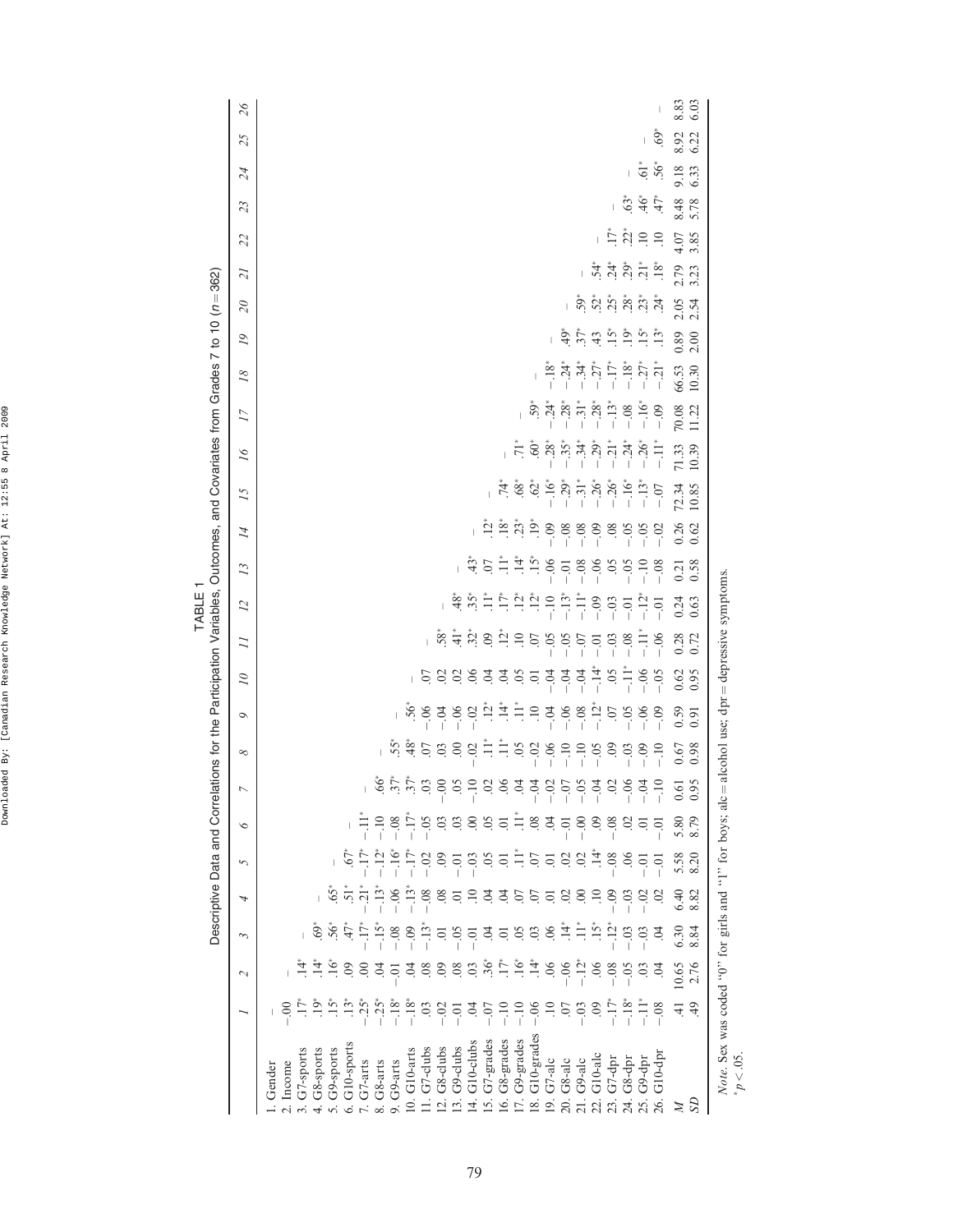TABLE 1
Descriptive Data and Correlations for the Participation Variables, Outcomes, and Covariates from Grades 7 to 10 ($n = 362$)

| | 1 | 2 | 3 | 4 | 5 | 6 | 7 | 8 | 9 | 10 | 11 | 12 | 13 | 14 | 15 | 16 | 17 | 18 | 19 | 20 | 21 | 22 | 23 | 24 | 25 | 26 |
|---|---|---|---|---|---|---|---|---|---|---|---|---|---|---|---|---|---|---|---|---|---|---|---|---|---|---|
| 1. Gender | — | | | | | | | | | | | | | | | | | | | | | | | | | |
| 2. Income | −.00 | — | | | | | | | | | | | | | | | | | | | | | | | | |
| 3. G7-sports | .17* | .14* | — | | | | | | | | | | | | | | | | | | | | | | | |
| 4. G8-sports | .19* | .14* | .69* | — | | | | | | | | | | | | | | | | | | | | | | |
| 5. G9-sports | .15* | .16* | .56* | .65* | — | | | | | | | | | | | | | | | | | | | | | |
| 6. G10-sports | .13* | .09 | .47* | .51* | .67* | — | | | | | | | | | | | | | | | | | | | | |
| 7. G7-arts | −.25* | .00 | −.17* | −.21* | −.17* | −.11* | — | | | | | | | | | | | | | | | | | | | |
| 8. G8-arts | −.25* | .04 | −.15* | −.13* | −.12* | −.10 | .66* | — | | | | | | | | | | | | | | | | | | |
| 9. G9-arts | −.18* | −.01 | −.08 | −.06 | −.16* | −.08 | .37* | .55* | — | | | | | | | | | | | | | | | | | |
| 10. G10-arts | −.18* | .04 | −.09 | −.13* | −.17* | −.17* | .37* | .48* | .56* | — | | | | | | | | | | | | | | | | |
| 11. G7-clubs | .03 | .08 | −.13* | −.08 | −.02 | −.05 | .03 | .07 | −.06 | .07 | — | | | | | | | | | | | | | | | |
| 12. G8-clubs | −.02 | .09 | .01 | .08 | .09 | .03 | −.00 | .03 | −.04 | .02 | .58* | — | | | | | | | | | | | | | | |
| 13. G9-clubs | −.01 | .08 | −.05 | .01 | −.01 | .03 | .05 | .00 | −.06 | .02 | .41* | .48* | — | | | | | | | | | | | | | |
| 14. G10-clubs | .04 | .03 | −.01 | .10 | −.03 | .00 | −.10 | −.02 | −.02 | .06 | .32* | .35* | .43* | — | | | | | | | | | | | | |
| 15. G7-grades | −.07 | .36* | .04 | .04 | .05 | .05 | .02 | .11* | .12* | .04 | .09 | .11* | .07 | .12* | — | | | | | | | | | | | |
| 16. G8-grades | −.10 | .17* | .01 | .04 | .01 | .01 | .06 | .11* | .14* | .04 | .12* | .17* | .11* | .18* | .74* | — | | | | | | | | | | |
| 17. G9-grades | −.10 | .16* | .05 | .07 | .11* | .11* | .04 | .05 | .11* | .05 | .10 | .12* | .14* | .23* | .68* | .71* | — | | | | | | | | | |
| 18. G10-grades | −.06 | .14* | .03 | .07 | .07 | .08 | −.04 | −.02 | .10 | .01 | .07 | .12* | .15* | .19* | .62* | .60* | .59* | — | | | | | | | | |
| 19. G7-alc | .10 | .06 | .06 | .01 | .01 | .04 | −.02 | −.06 | −.04 | −.04 | −.05 | −.10 | −.06 | −.09 | −.16* | −.28* | −.24* | −.18* | — | | | | | | | |
| 20. G8-alc | .07 | −.06 | .14* | .02 | .02 | −.01 | −.07 | −.10 | −.06 | −.04 | −.05 | −.13* | −.01 | −.08 | −.29* | −.35* | −.28* | −.24* | .49* | — | | | | | | |
| 21. G9-alc | −.03 | −.12* | .11* | .00 | .02 | −.00 | −.05 | −.10 | −.08 | −.04 | −.07 | −.11* | −.08 | −.08 | −.31* | −.34* | −.31* | −.34* | .37* | .59* | — | | | | | |
| 22. G10-alc | .09 | .06 | .15* | .10 | .14* | .09 | −.04 | −.05 | −.12* | −.14* | −.01 | −.09 | −.06 | −.09 | −.26* | −.29* | −.28* | −.27* | .43 | .52* | .54* | — | | | | |
| 23. G7-dpr | −.17* | −.08 | −.12* | −.09 | −.08 | −.08 | .02 | .09 | .07 | .05 | −.03 | −.03 | .05 | .08 | −.26* | −.21* | −.13* | −.17* | .15* | .25* | .24* | .17* | — | | | |
| 24. G8-dpr | −.18* | −.05 | −.03 | −.03 | .06 | .02 | −.06 | −.03 | −.05 | −.11* | −.08 | −.01 | −.05 | −.05 | −.16* | −.24* | −.08 | −.18* | .19* | .28* | .29* | .22* | .63* | — | | |
| 25. G9-dpr | −.11* | .03 | −.03 | −.02 | −.01 | .01 | −.04 | −.09 | −.06 | −.06 | −.11* | −.12* | −.10 | −.05 | −.13* | −.26* | −.16* | −.27* | .15* | .23* | .21* | .10 | .46* | .61* | — | |
| 26. G10-dpr | −.08 | .04 | .04 | .02 | −.01 | −.01 | −.10 | −.10 | −.09 | −.05 | −.06 | −.01 | −.08 | −.02 | −.07 | −.11* | −.09 | −.21* | .13* | .24* | .18* | .10 | .47* | .56* | .69* | — |
| *M* | .41 | 10.65 | 6.30 | 6.40 | 5.58 | 5.80 | 0.61 | 0.67 | 0.59 | 0.62 | 0.28 | 0.24 | 0.21 | 0.26 | 72.34 | 71.33 | 70.08 | 66.53 | 0.89 | 2.05 | 2.79 | 4.07 | 8.48 | 9.18 | 8.92 | 8.83 |
| *SD* | .49 | 2.76 | 8.84 | 8.82 | 8.20 | 8.79 | 0.95 | 0.98 | 0.91 | 0.95 | 0.72 | 0.63 | 0.58 | 0.62 | 10.85 | 10.39 | 11.22 | 10.30 | 2.00 | 2.54 | 3.23 | 3.85 | 5.78 | 6.33 | 6.22 | 6.03 |

*Note.* Sex was coded "0" for girls and "1" for boys; alc = alcohol use; dpr = depressive symptoms.
*$p < .05$.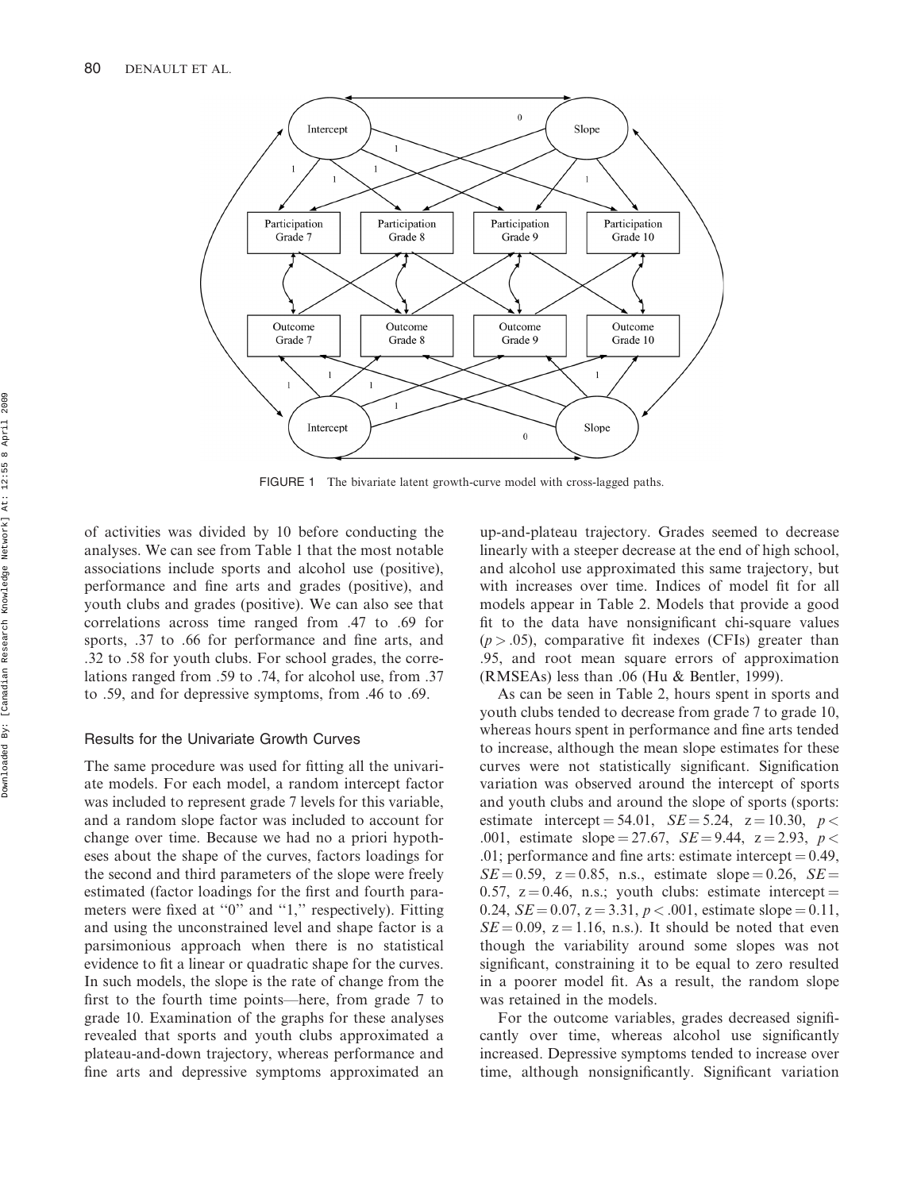FIGURE 1 The bivariate latent growth-curve model with cross-lagged paths.

of activities was divided by 10 before conducting the analyses. We can see from Table 1 that the most notable associations include sports and alcohol use (positive), performance and fine arts and grades (positive), and youth clubs and grades (positive). We can also see that correlations across time ranged from .47 to .69 for sports, .37 to .66 for performance and fine arts, and .32 to .58 for youth clubs. For school grades, the correlations ranged from .59 to .74, for alcohol use, from .37 to .59, and for depressive symptoms, from .46 to .69.

### Results for the Univariate Growth Curves

The same procedure was used for fitting all the univariate models. For each model, a random intercept factor was included to represent grade 7 levels for this variable, and a random slope factor was included to account for change over time. Because we had no a priori hypotheses about the shape of the curves, factors loadings for the second and third parameters of the slope were freely estimated (factor loadings for the first and fourth parameters were fixed at "0" and "1," respectively). Fitting and using the unconstrained level and shape factor is a parsimonious approach when there is no statistical evidence to fit a linear or quadratic shape for the curves. In such models, the slope is the rate of change from the first to the fourth time points—here, from grade 7 to grade 10. Examination of the graphs for these analyses revealed that sports and youth clubs approximated a plateau-and-down trajectory, whereas performance and fine arts and depressive symptoms approximated an up-and-plateau trajectory. Grades seemed to decrease linearly with a steeper decrease at the end of high school, and alcohol use approximated this same trajectory, but with increases over time. Indices of model fit for all models appear in Table 2. Models that provide a good fit to the data have nonsignificant chi-square values ($p > .05$), comparative fit indexes (CFIs) greater than .95, and root mean square errors of approximation (RMSEAs) less than .06 (Hu & Bentler, 1999).

As can be seen in Table 2, hours spent in sports and youth clubs tended to decrease from grade 7 to grade 10, whereas hours spent in performance and fine arts tended to increase, although the mean slope estimates for these curves were not statistically significant. Signification variation was observed around the intercept of sports and youth clubs and around the slope of sports (sports: estimate intercept $= 54.01$, $SE = 5.24$, $z = 10.30$, $p < .001$, estimate slope $= 27.67$, $SE = 9.44$, $z = 2.93$, $p < .01$; performance and fine arts: estimate intercept $= 0.49$, $SE = 0.59$, $z = 0.85$, n.s., estimate slope $= 0.26$, $SE = 0.57$, $z = 0.46$, n.s.; youth clubs: estimate intercept $= 0.24$, $SE = 0.07$, $z = 3.31$, $p < .001$, estimate slope $= 0.11$, $SE = 0.09$, $z = 1.16$, n.s.). It should be noted that even though the variability around some slopes was not significant, constraining it to be equal to zero resulted in a poorer model fit. As a result, the random slope was retained in the models.

For the outcome variables, grades decreased significantly over time, whereas alcohol use significantly increased. Depressive symptoms tended to increase over time, although nonsignificantly. Significant variation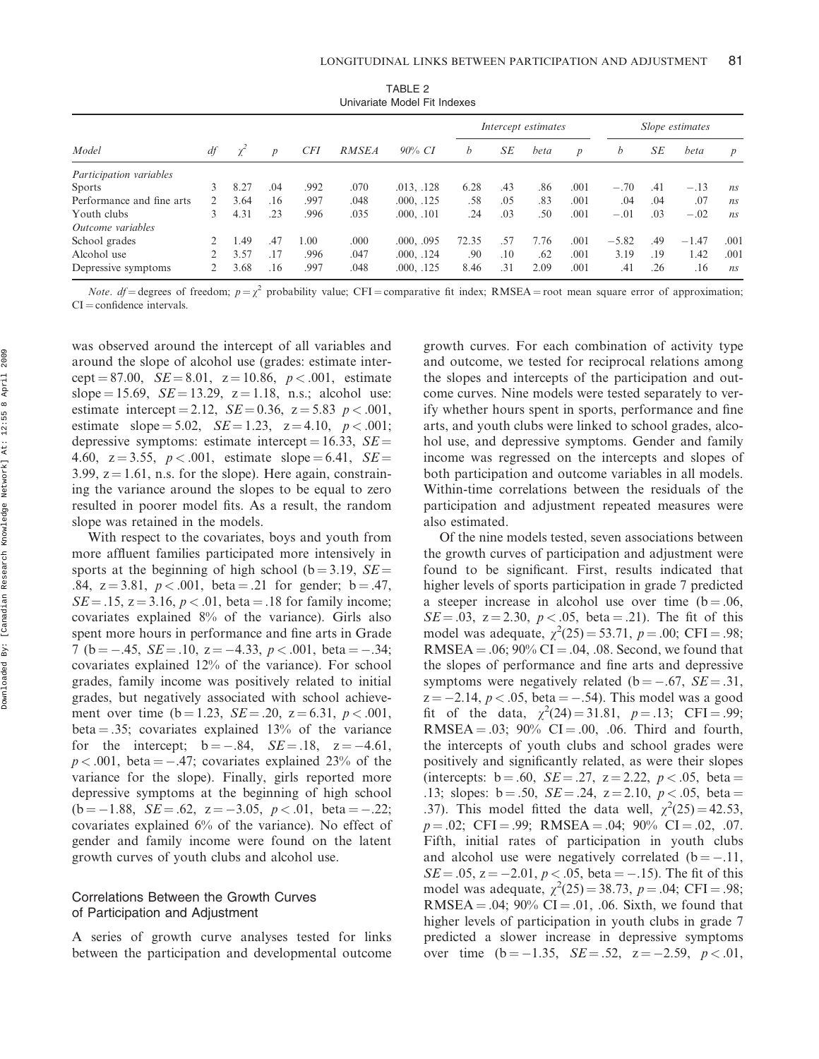TABLE 2
Univariate Model Fit Indexes

| Model | df | $\chi^2$ | p | CFI | RMSEA | 90% CI | Intercept estimates | | | | Slope estimates | | | |
|---|---|---|---|---|---|---|---|---|---|---|---|---|---|---|
| | | | | | | | b | SE | beta | p | b | SE | beta | p |
| *Participation variables* | | | | | | | | | | | | | | |
| Sports | 3 | 8.27 | .04 | .992 | .070 | .013, .128 | 6.28 | .43 | .86 | .001 | −.70 | .41 | −.13 | ns |
| Performance and fine arts | 2 | 3.64 | .16 | .997 | .048 | .000, .125 | .58 | .05 | .83 | .001 | .04 | .04 | .07 | ns |
| Youth clubs | 3 | 4.31 | .23 | .996 | .035 | .000, .101 | .24 | .03 | .50 | .001 | −.01 | .03 | −.02 | ns |
| *Outcome variables* | | | | | | | | | | | | | | |
| School grades | 2 | 1.49 | .47 | 1.00 | .000 | .000, .095 | 72.35 | .57 | 7.76 | .001 | −5.82 | .49 | −1.47 | .001 |
| Alcohol use | 2 | 3.57 | .17 | .996 | .047 | .000, .124 | .90 | .10 | .62 | .001 | 3.19 | .19 | 1.42 | .001 |
| Depressive symptoms | 2 | 3.68 | .16 | .997 | .048 | .000, .125 | 8.46 | .31 | 2.09 | .001 | .41 | .26 | .16 | ns |

*Note*. df = degrees of freedom; $p = \chi^2$ probability value; CFI = comparative fit index; RMSEA = root mean square error of approximation; CI = confidence intervals.

was observed around the intercept of all variables and around the slope of alcohol use (grades: estimate intercept = 87.00, *SE* = 8.01, z = 10.86, $p < .001$, estimate slope = 15.69, *SE* = 13.29, z = 1.18, n.s.; alcohol use: estimate intercept = 2.12, *SE* = 0.36, z = 5.83 $p < .001$, estimate slope = 5.02, *SE* = 1.23, z = 4.10, $p < .001$; depressive symptoms: estimate intercept = 16.33, *SE* = 4.60, z = 3.55, $p < .001$, estimate slope = 6.41, *SE* = 3.99, z = 1.61, n.s. for the slope). Here again, constraining the variance around the slopes to be equal to zero resulted in poorer model fits. As a result, the random slope was retained in the models.

With respect to the covariates, boys and youth from more affluent families participated more intensively in sports at the beginning of high school (b = 3.19, *SE* = .84, z = 3.81, $p < .001$, beta = .21 for gender; b = .47, *SE* = .15, z = 3.16, $p < .01$, beta = .18 for family income; covariates explained 8% of the variance). Girls also spent more hours in performance and fine arts in Grade 7 (b = −.45, *SE* = .10, z = −4.33, $p < .001$, beta = −.34; covariates explained 12% of the variance). For school grades, family income was positively related to initial grades, but negatively associated with school achievement over time (b = 1.23, *SE* = .20, z = 6.31, $p < .001$, beta = .35; covariates explained 13% of the variance for the intercept; b = −.84, *SE* = .18, z = −4.61, $p < .001$, beta = −.47; covariates explained 23% of the variance for the slope). Finally, girls reported more depressive symptoms at the beginning of high school (b = −1.88, *SE* = .62, z = −3.05, $p < .01$, beta = −.22; covariates explained 6% of the variance). No effect of gender and family income were found on the latent growth curves of youth clubs and alcohol use.

### Correlations Between the Growth Curves of Participation and Adjustment

A series of growth curve analyses tested for links between the participation and developmental outcome growth curves. For each combination of activity type and outcome, we tested for reciprocal relations among the slopes and intercepts of the participation and outcome curves. Nine models were tested separately to verify whether hours spent in sports, performance and fine arts, and youth clubs were linked to school grades, alcohol use, and depressive symptoms. Gender and family income was regressed on the intercepts and slopes of both participation and outcome variables in all models. Within-time correlations between the residuals of the participation and adjustment repeated measures were also estimated.

Of the nine models tested, seven associations between the growth curves of participation and adjustment were found to be significant. First, results indicated that higher levels of sports participation in grade 7 predicted a steeper increase in alcohol use over time (b = .06, *SE* = .03, z = 2.30, $p < .05$, beta = .21). The fit of this model was adequate, $\chi^2(25) = 53.71$, $p = .00$; CFI = .98; RMSEA = .06; 90% CI = .04, .08. Second, we found that the slopes of performance and fine arts and depressive symptoms were negatively related (b = −.67, *SE* = .31, z = −2.14, $p < .05$, beta = −.54). This model was a good fit of the data, $\chi^2(24) = 31.81$, $p = .13$; CFI = .99; RMSEA = .03; 90% CI = .00, .06. Third and fourth, the intercepts of youth clubs and school grades were positively and significantly related, as were their slopes (intercepts: b = .60, *SE* = .27, z = 2.22, $p < .05$, beta = .13; slopes: b = .50, *SE* = .24, z = 2.10, $p < .05$, beta = .37). This model fitted the data well, $\chi^2(25) = 42.53$, $p = .02$; CFI = .99; RMSEA = .04; 90% CI = .02, .07. Fifth, initial rates of participation in youth clubs and alcohol use were negatively correlated (b = −.11, *SE* = .05, z = −2.01, $p < .05$, beta = −.15). The fit of this model was adequate, $\chi^2(25) = 38.73$, $p = .04$; CFI = .98; RMSEA = .04; 90% CI = .01, .06. Sixth, we found that higher levels of participation in youth clubs in grade 7 predicted a slower increase in depressive symptoms over time (b = −1.35, *SE* = .52, z = −2.59, $p < .01$,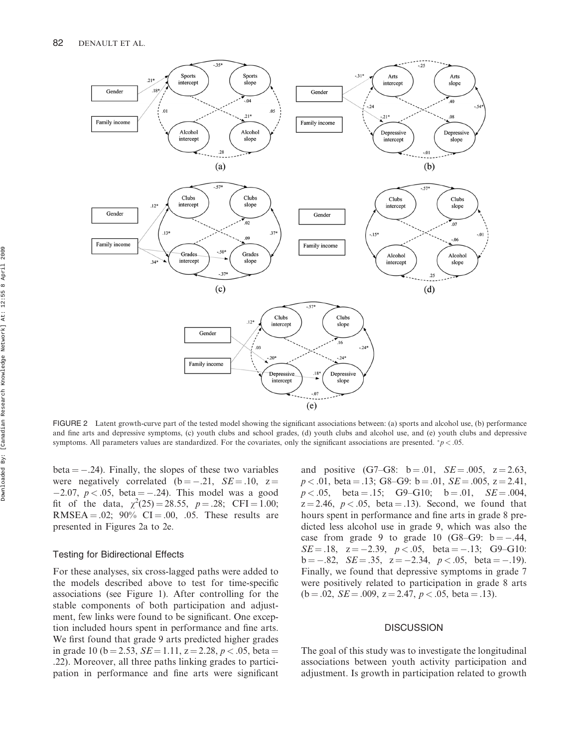FIGURE 2 Latent growth-curve part of the tested model showing the significant associations between: (a) sports and alcohol use, (b) performance and fine arts and depressive symptoms, (c) youth clubs and school grades, (d) youth clubs and alcohol use, and (e) youth clubs and depressive symptoms. All parameters values are standardized. For the covariates, only the significant associations are presented. $^{*}p < .05$.

beta = −.24). Finally, the slopes of these two variables were negatively correlated (b = −.21, $SE = .10$, z = −2.07, $p < .05$, beta = −.24). This model was a good fit of the data, $\chi^2(25) = 28.55$, $p = .28$; CFI = 1.00; RMSEA = .02; 90% CI = .00, .05. These results are presented in Figures 2a to 2e.

### Testing for Bidirectional Effects

For these analyses, six cross-lagged paths were added to the models described above to test for time-specific associations (see Figure 1). After controlling for the stable components of both participation and adjustment, few links were found to be significant. One exception included hours spent in performance and fine arts. We first found that grade 9 arts predicted higher grades in grade 10 (b = 2.53, $SE = 1.11$, z = 2.28, $p < .05$, beta = .22). Moreover, all three paths linking grades to participation in performance and fine arts were significant and positive (G7–G8: b = .01, $SE = .005$, z = 2.63, $p < .01$, beta = .13; G8–G9: b = .01, $SE = .005$, z = 2.41, $p < .05$, beta = .15; G9–G10; b = .01, $SE = .004$, z = 2.46, $p < .05$, beta = .13). Second, we found that hours spent in performance and fine arts in grade 8 predicted less alcohol use in grade 9, which was also the case from grade 9 to grade 10 (G8–G9: b = −.44, $SE = .18$, z = −2.39, $p < .05$, beta = −.13; G9–G10: b = −.82, $SE = .35$, z = −2.34, $p < .05$, beta = −.19). Finally, we found that depressive symptoms in grade 7 were positively related to participation in grade 8 arts (b = .02, $SE = .009$, z = 2.47, $p < .05$, beta = .13).

## DISCUSSION

The goal of this study was to investigate the longitudinal associations between youth activity participation and adjustment. Is growth in participation related to growth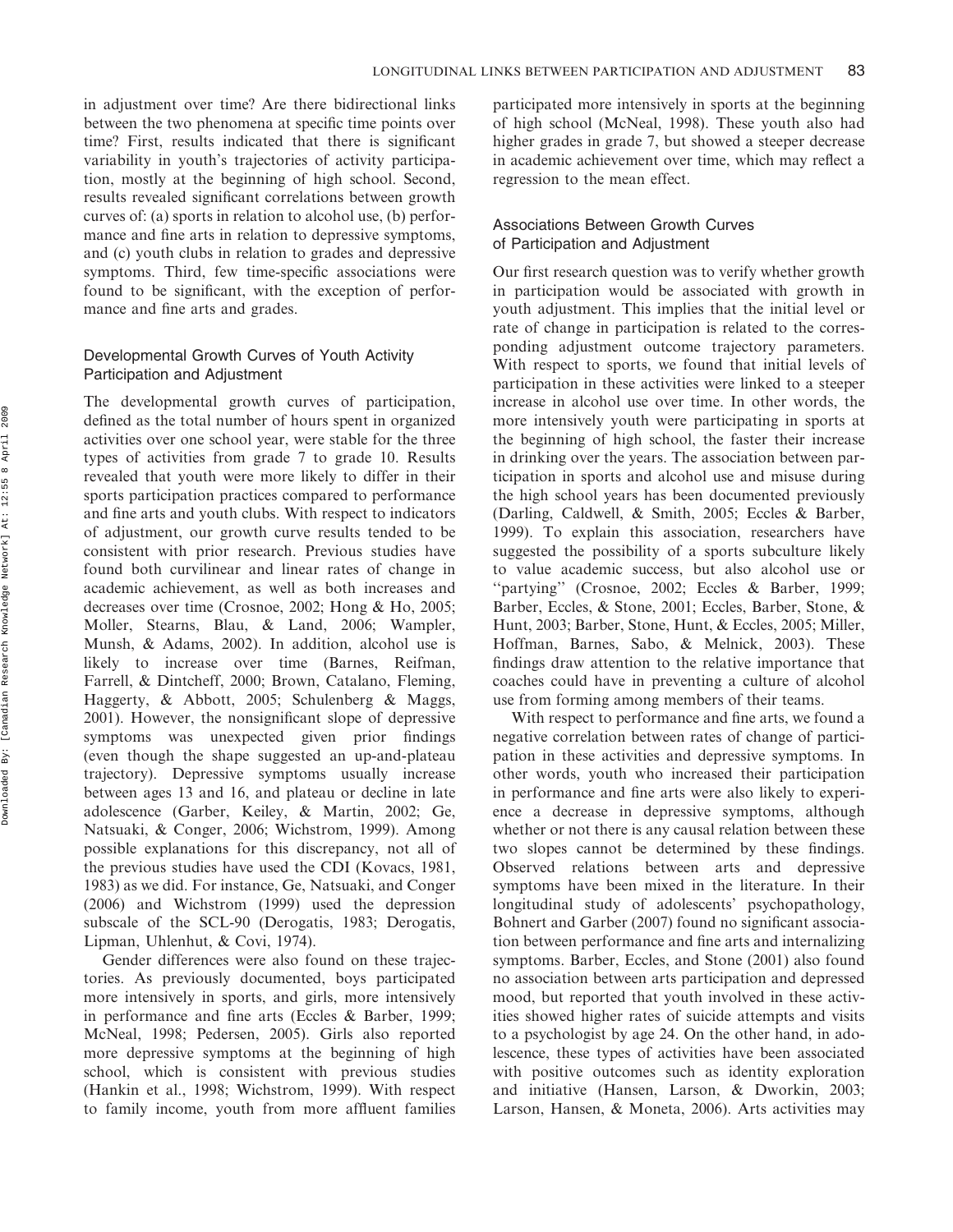in adjustment over time? Are there bidirectional links between the two phenomena at specific time points over time? First, results indicated that there is significant variability in youth's trajectories of activity participation, mostly at the beginning of high school. Second, results revealed significant correlations between growth curves of: (a) sports in relation to alcohol use, (b) performance and fine arts in relation to depressive symptoms, and (c) youth clubs in relation to grades and depressive symptoms. Third, few time-specific associations were found to be significant, with the exception of performance and fine arts and grades.

### Developmental Growth Curves of Youth Activity Participation and Adjustment

The developmental growth curves of participation, defined as the total number of hours spent in organized activities over one school year, were stable for the three types of activities from grade 7 to grade 10. Results revealed that youth were more likely to differ in their sports participation practices compared to performance and fine arts and youth clubs. With respect to indicators of adjustment, our growth curve results tended to be consistent with prior research. Previous studies have found both curvilinear and linear rates of change in academic achievement, as well as both increases and decreases over time (Crosnoe, 2002; Hong & Ho, 2005; Moller, Stearns, Blau, & Land, 2006; Wampler, Munsh, & Adams, 2002). In addition, alcohol use is likely to increase over time (Barnes, Reifman, Farrell, & Dintcheff, 2000; Brown, Catalano, Fleming, Haggerty, & Abbott, 2005; Schulenberg & Maggs, 2001). However, the nonsignificant slope of depressive symptoms was unexpected given prior findings (even though the shape suggested an up-and-plateau trajectory). Depressive symptoms usually increase between ages 13 and 16, and plateau or decline in late adolescence (Garber, Keiley, & Martin, 2002; Ge, Natsuaki, & Conger, 2006; Wichstrom, 1999). Among possible explanations for this discrepancy, not all of the previous studies have used the CDI (Kovacs, 1981, 1983) as we did. For instance, Ge, Natsuaki, and Conger (2006) and Wichstrom (1999) used the depression subscale of the SCL-90 (Derogatis, 1983; Derogatis, Lipman, Uhlenhut, & Covi, 1974).

Gender differences were also found on these trajectories. As previously documented, boys participated more intensively in sports, and girls, more intensively in performance and fine arts (Eccles & Barber, 1999; McNeal, 1998; Pedersen, 2005). Girls also reported more depressive symptoms at the beginning of high school, which is consistent with previous studies (Hankin et al., 1998; Wichstrom, 1999). With respect to family income, youth from more affluent families participated more intensively in sports at the beginning of high school (McNeal, 1998). These youth also had higher grades in grade 7, but showed a steeper decrease in academic achievement over time, which may reflect a regression to the mean effect.

### Associations Between Growth Curves of Participation and Adjustment

Our first research question was to verify whether growth in participation would be associated with growth in youth adjustment. This implies that the initial level or rate of change in participation is related to the corresponding adjustment outcome trajectory parameters. With respect to sports, we found that initial levels of participation in these activities were linked to a steeper increase in alcohol use over time. In other words, the more intensively youth were participating in sports at the beginning of high school, the faster their increase in drinking over the years. The association between participation in sports and alcohol use and misuse during the high school years has been documented previously (Darling, Caldwell, & Smith, 2005; Eccles & Barber, 1999). To explain this association, researchers have suggested the possibility of a sports subculture likely to value academic success, but also alcohol use or ''partying'' (Crosnoe, 2002; Eccles & Barber, 1999; Barber, Eccles, & Stone, 2001; Eccles, Barber, Stone, & Hunt, 2003; Barber, Stone, Hunt, & Eccles, 2005; Miller, Hoffman, Barnes, Sabo, & Melnick, 2003). These findings draw attention to the relative importance that coaches could have in preventing a culture of alcohol use from forming among members of their teams.

With respect to performance and fine arts, we found a negative correlation between rates of change of participation in these activities and depressive symptoms. In other words, youth who increased their participation in performance and fine arts were also likely to experience a decrease in depressive symptoms, although whether or not there is any causal relation between these two slopes cannot be determined by these findings. Observed relations between arts and depressive symptoms have been mixed in the literature. In their longitudinal study of adolescents' psychopathology, Bohnert and Garber (2007) found no significant association between performance and fine arts and internalizing symptoms. Barber, Eccles, and Stone (2001) also found no association between arts participation and depressed mood, but reported that youth involved in these activities showed higher rates of suicide attempts and visits to a psychologist by age 24. On the other hand, in adolescence, these types of activities have been associated with positive outcomes such as identity exploration and initiative (Hansen, Larson, & Dworkin, 2003; Larson, Hansen, & Moneta, 2006). Arts activities may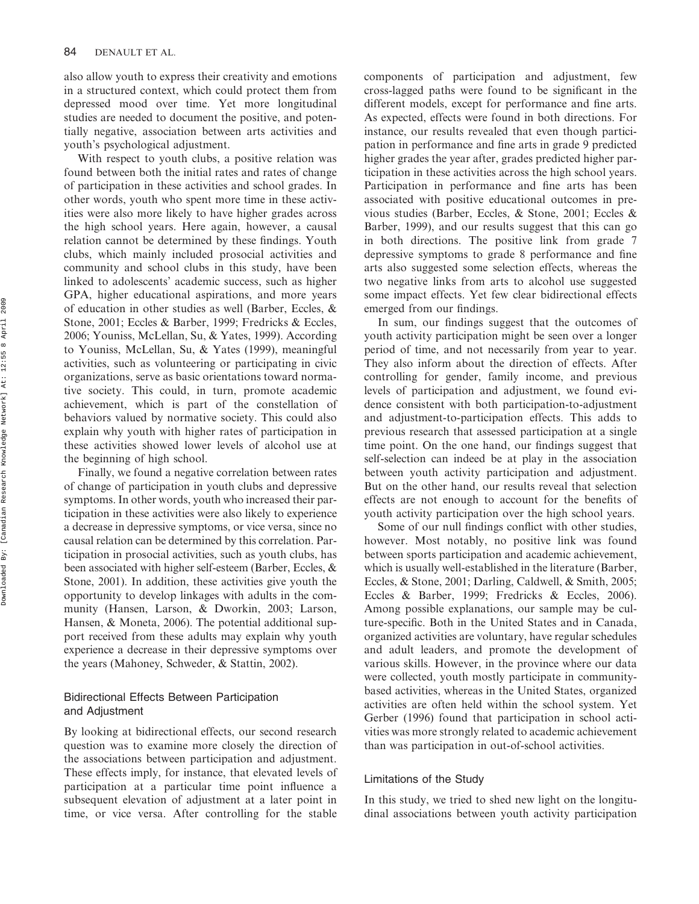also allow youth to express their creativity and emotions in a structured context, which could protect them from depressed mood over time. Yet more longitudinal studies are needed to document the positive, and potentially negative, association between arts activities and youth's psychological adjustment.

With respect to youth clubs, a positive relation was found between both the initial rates and rates of change of participation in these activities and school grades. In other words, youth who spent more time in these activities were also more likely to have higher grades across the high school years. Here again, however, a causal relation cannot be determined by these findings. Youth clubs, which mainly included prosocial activities and community and school clubs in this study, have been linked to adolescents' academic success, such as higher GPA, higher educational aspirations, and more years of education in other studies as well (Barber, Eccles, & Stone, 2001; Eccles & Barber, 1999; Fredricks & Eccles, 2006; Youniss, McLellan, Su, & Yates, 1999). According to Youniss, McLellan, Su, & Yates (1999), meaningful activities, such as volunteering or participating in civic organizations, serve as basic orientations toward normative society. This could, in turn, promote academic achievement, which is part of the constellation of behaviors valued by normative society. This could also explain why youth with higher rates of participation in these activities showed lower levels of alcohol use at the beginning of high school.

Finally, we found a negative correlation between rates of change of participation in youth clubs and depressive symptoms. In other words, youth who increased their participation in these activities were also likely to experience a decrease in depressive symptoms, or vice versa, since no causal relation can be determined by this correlation. Participation in prosocial activities, such as youth clubs, has been associated with higher self-esteem (Barber, Eccles, & Stone, 2001). In addition, these activities give youth the opportunity to develop linkages with adults in the community (Hansen, Larson, & Dworkin, 2003; Larson, Hansen, & Moneta, 2006). The potential additional support received from these adults may explain why youth experience a decrease in their depressive symptoms over the years (Mahoney, Schweder, & Stattin, 2002).

### Bidirectional Effects Between Participation and Adjustment

By looking at bidirectional effects, our second research question was to examine more closely the direction of the associations between participation and adjustment. These effects imply, for instance, that elevated levels of participation at a particular time point influence a subsequent elevation of adjustment at a later point in time, or vice versa. After controlling for the stable components of participation and adjustment, few cross-lagged paths were found to be significant in the different models, except for performance and fine arts. As expected, effects were found in both directions. For instance, our results revealed that even though participation in performance and fine arts in grade 9 predicted higher grades the year after, grades predicted higher participation in these activities across the high school years. Participation in performance and fine arts has been associated with positive educational outcomes in previous studies (Barber, Eccles, & Stone, 2001; Eccles & Barber, 1999), and our results suggest that this can go in both directions. The positive link from grade 7 depressive symptoms to grade 8 performance and fine arts also suggested some selection effects, whereas the two negative links from arts to alcohol use suggested some impact effects. Yet few clear bidirectional effects emerged from our findings.

In sum, our findings suggest that the outcomes of youth activity participation might be seen over a longer period of time, and not necessarily from year to year. They also inform about the direction of effects. After controlling for gender, family income, and previous levels of participation and adjustment, we found evidence consistent with both participation-to-adjustment and adjustment-to-participation effects. This adds to previous research that assessed participation at a single time point. On the one hand, our findings suggest that self-selection can indeed be at play in the association between youth activity participation and adjustment. But on the other hand, our results reveal that selection effects are not enough to account for the benefits of youth activity participation over the high school years.

Some of our null findings conflict with other studies, however. Most notably, no positive link was found between sports participation and academic achievement, which is usually well-established in the literature (Barber, Eccles, & Stone, 2001; Darling, Caldwell, & Smith, 2005; Eccles & Barber, 1999; Fredricks & Eccles, 2006). Among possible explanations, our sample may be culture-specific. Both in the United States and in Canada, organized activities are voluntary, have regular schedules and adult leaders, and promote the development of various skills. However, in the province where our data were collected, youth mostly participate in community-based activities, whereas in the United States, organized activities are often held within the school system. Yet Gerber (1996) found that participation in school activities was more strongly related to academic achievement than was participation in out-of-school activities.

### Limitations of the Study

In this study, we tried to shed new light on the longitudinal associations between youth activity participation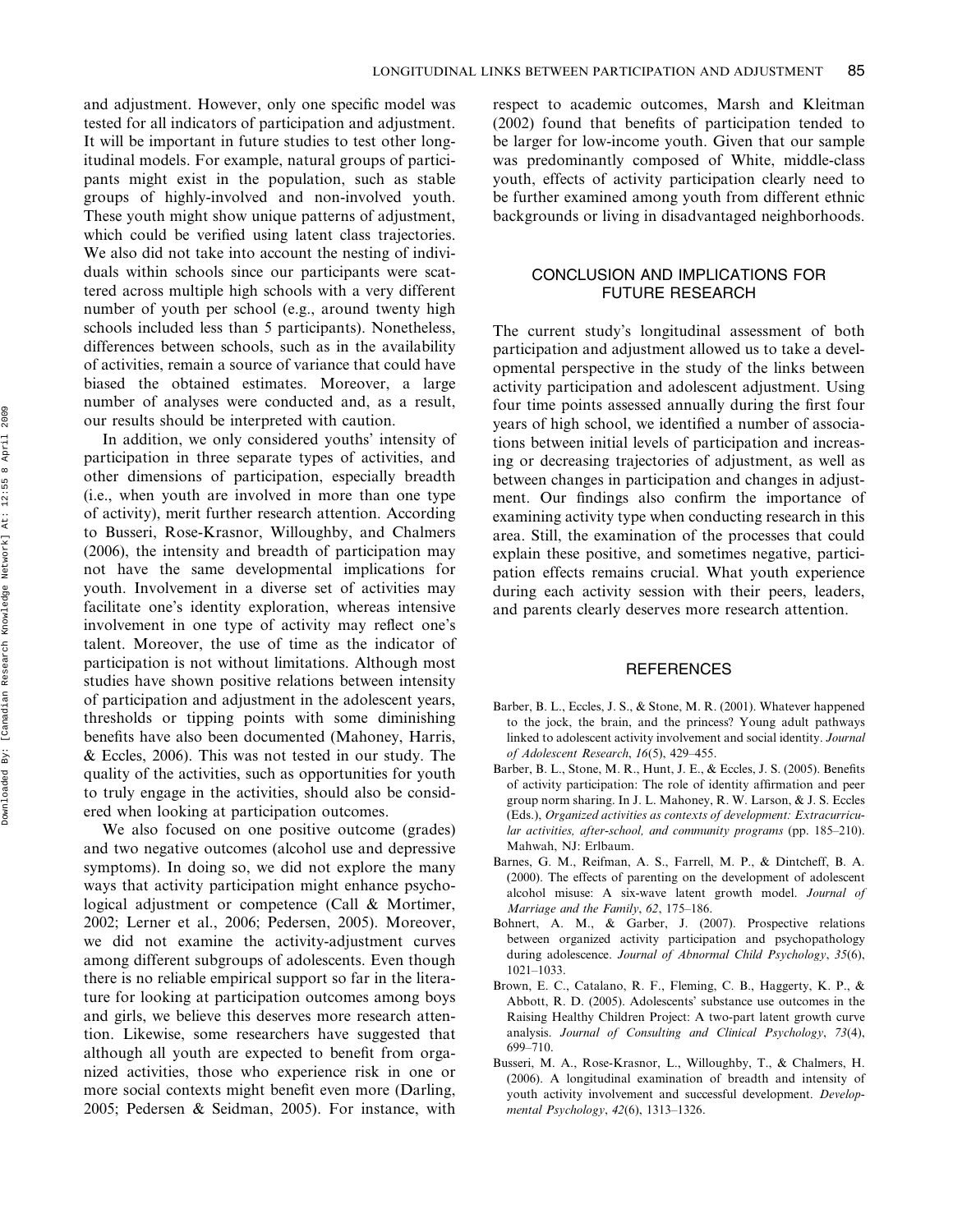and adjustment. However, only one specific model was tested for all indicators of participation and adjustment. It will be important in future studies to test other longitudinal models. For example, natural groups of participants might exist in the population, such as stable groups of highly-involved and non-involved youth. These youth might show unique patterns of adjustment, which could be verified using latent class trajectories. We also did not take into account the nesting of individuals within schools since our participants were scattered across multiple high schools with a very different number of youth per school (e.g., around twenty high schools included less than 5 participants). Nonetheless, differences between schools, such as in the availability of activities, remain a source of variance that could have biased the obtained estimates. Moreover, a large number of analyses were conducted and, as a result, our results should be interpreted with caution.

In addition, we only considered youths' intensity of participation in three separate types of activities, and other dimensions of participation, especially breadth (i.e., when youth are involved in more than one type of activity), merit further research attention. According to Busseri, Rose-Krasnor, Willoughby, and Chalmers (2006), the intensity and breadth of participation may not have the same developmental implications for youth. Involvement in a diverse set of activities may facilitate one's identity exploration, whereas intensive involvement in one type of activity may reflect one's talent. Moreover, the use of time as the indicator of participation is not without limitations. Although most studies have shown positive relations between intensity of participation and adjustment in the adolescent years, thresholds or tipping points with some diminishing benefits have also been documented (Mahoney, Harris, & Eccles, 2006). This was not tested in our study. The quality of the activities, such as opportunities for youth to truly engage in the activities, should also be considered when looking at participation outcomes.

We also focused on one positive outcome (grades) and two negative outcomes (alcohol use and depressive symptoms). In doing so, we did not explore the many ways that activity participation might enhance psychological adjustment or competence (Call & Mortimer, 2002; Lerner et al., 2006; Pedersen, 2005). Moreover, we did not examine the activity-adjustment curves among different subgroups of adolescents. Even though there is no reliable empirical support so far in the literature for looking at participation outcomes among boys and girls, we believe this deserves more research attention. Likewise, some researchers have suggested that although all youth are expected to benefit from organized activities, those who experience risk in one or more social contexts might benefit even more (Darling, 2005; Pedersen & Seidman, 2005). For instance, with respect to academic outcomes, Marsh and Kleitman (2002) found that benefits of participation tended to be larger for low-income youth. Given that our sample was predominantly composed of White, middle-class youth, effects of activity participation clearly need to be further examined among youth from different ethnic backgrounds or living in disadvantaged neighborhoods.

## CONCLUSION AND IMPLICATIONS FOR FUTURE RESEARCH

The current study's longitudinal assessment of both participation and adjustment allowed us to take a developmental perspective in the study of the links between activity participation and adolescent adjustment. Using four time points assessed annually during the first four years of high school, we identified a number of associations between initial levels of participation and increasing or decreasing trajectories of adjustment, as well as between changes in participation and changes in adjustment. Our findings also confirm the importance of examining activity type when conducting research in this area. Still, the examination of the processes that could explain these positive, and sometimes negative, participation effects remains crucial. What youth experience during each activity session with their peers, leaders, and parents clearly deserves more research attention.

## REFERENCES

Barber, B. L., Eccles, J. S., & Stone, M. R. (2001). Whatever happened to the jock, the brain, and the princess? Young adult pathways linked to adolescent activity involvement and social identity. *Journal of Adolescent Research*, *16*(5), 429–455.

Barber, B. L., Stone, M. R., Hunt, J. E., & Eccles, J. S. (2005). Benefits of activity participation: The role of identity affirmation and peer group norm sharing. In J. L. Mahoney, R. W. Larson, & J. S. Eccles (Eds.), *Organized activities as contexts of development: Extracurricular activities, after-school, and community programs* (pp. 185–210). Mahwah, NJ: Erlbaum.

Barnes, G. M., Reifman, A. S., Farrell, M. P., & Dintcheff, B. A. (2000). The effects of parenting on the development of adolescent alcohol misuse: A six-wave latent growth model. *Journal of Marriage and the Family*, *62*, 175–186.

Bohnert, A. M., & Garber, J. (2007). Prospective relations between organized activity participation and psychopathology during adolescence. *Journal of Abnormal Child Psychology*, *35*(6), 1021–1033.

Brown, E. C., Catalano, R. F., Fleming, C. B., Haggerty, K. P., & Abbott, R. D. (2005). Adolescents' substance use outcomes in the Raising Healthy Children Project: A two-part latent growth curve analysis. *Journal of Consulting and Clinical Psychology*, *73*(4), 699–710.

Busseri, M. A., Rose-Krasnor, L., Willoughby, T., & Chalmers, H. (2006). A longitudinal examination of breadth and intensity of youth activity involvement and successful development. *Developmental Psychology*, *42*(6), 1313–1326.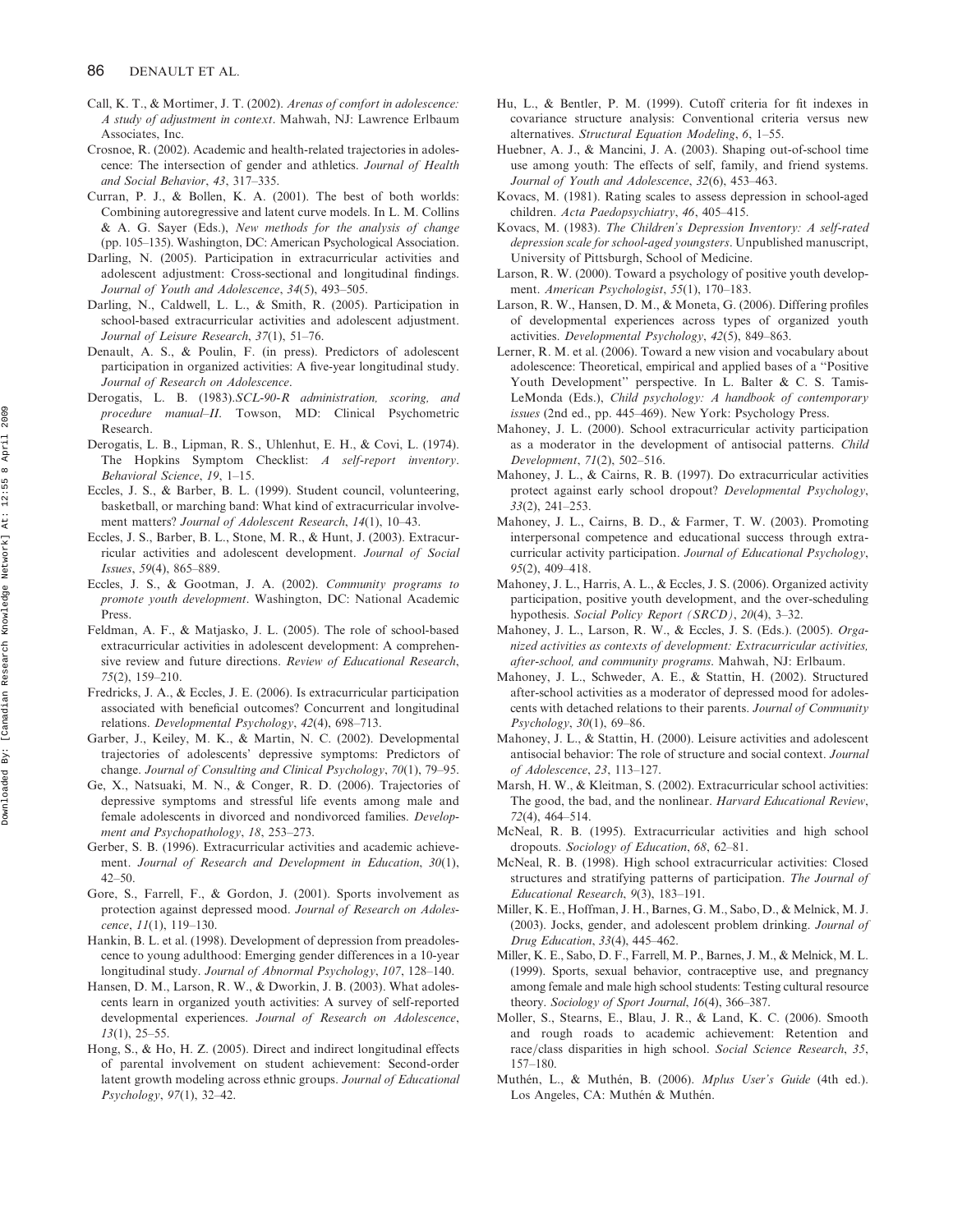Call, K. T., & Mortimer, J. T. (2002). *Arenas of comfort in adolescence: A study of adjustment in context*. Mahwah, NJ: Lawrence Erlbaum Associates, Inc.

Crosnoe, R. (2002). Academic and health-related trajectories in adolescence: The intersection of gender and athletics. *Journal of Health and Social Behavior*, *43*, 317–335.

Curran, P. J., & Bollen, K. A. (2001). The best of both worlds: Combining autoregressive and latent curve models. In L. M. Collins & A. G. Sayer (Eds.), *New methods for the analysis of change* (pp. 105–135). Washington, DC: American Psychological Association.

Darling, N. (2005). Participation in extracurricular activities and adolescent adjustment: Cross-sectional and longitudinal findings. *Journal of Youth and Adolescence*, *34*(5), 493–505.

Darling, N., Caldwell, L. L., & Smith, R. (2005). Participation in school-based extracurricular activities and adolescent adjustment. *Journal of Leisure Research*, *37*(1), 51–76.

Denault, A. S., & Poulin, F. (in press). Predictors of adolescent participation in organized activities: A five-year longitudinal study. *Journal of Research on Adolescence*.

Derogatis, L. B. (1983).*SCL-90-R administration, scoring, and procedure manual–II*. Towson, MD: Clinical Psychometric Research.

Derogatis, L. B., Lipman, R. S., Uhlenhut, E. H., & Covi, L. (1974). The Hopkins Symptom Checklist: *A self-report inventory*. *Behavioral Science*, *19*, 1–15.

Eccles, J. S., & Barber, B. L. (1999). Student council, volunteering, basketball, or marching band: What kind of extracurricular involvement matters? *Journal of Adolescent Research*, *14*(1), 10–43.

Eccles, J. S., Barber, B. L., Stone, M. R., & Hunt, J. (2003). Extracurricular activities and adolescent development. *Journal of Social Issues*, *59*(4), 865–889.

Eccles, J. S., & Gootman, J. A. (2002). *Community programs to promote youth development*. Washington, DC: National Academic Press.

Feldman, A. F., & Matjasko, J. L. (2005). The role of school-based extracurricular activities in adolescent development: A comprehensive review and future directions. *Review of Educational Research*, *75*(2), 159–210.

Fredricks, J. A., & Eccles, J. E. (2006). Is extracurricular participation associated with beneficial outcomes? Concurrent and longitudinal relations. *Developmental Psychology*, *42*(4), 698–713.

Garber, J., Keiley, M. K., & Martin, N. C. (2002). Developmental trajectories of adolescents' depressive symptoms: Predictors of change. *Journal of Consulting and Clinical Psychology*, *70*(1), 79–95.

Ge, X., Natsuaki, M. N., & Conger, R. D. (2006). Trajectories of depressive symptoms and stressful life events among male and female adolescents in divorced and nondivorced families. *Development and Psychopathology*, *18*, 253–273.

Gerber, S. B. (1996). Extracurricular activities and academic achievement. *Journal of Research and Development in Education*, *30*(1), 42–50.

Gore, S., Farrell, F., & Gordon, J. (2001). Sports involvement as protection against depressed mood. *Journal of Research on Adolescence*, *11*(1), 119–130.

Hankin, B. L. et al. (1998). Development of depression from preadolescence to young adulthood: Emerging gender differences in a 10-year longitudinal study. *Journal of Abnormal Psychology*, *107*, 128–140.

Hansen, D. M., Larson, R. W., & Dworkin, J. B. (2003). What adolescents learn in organized youth activities: A survey of self-reported developmental experiences. *Journal of Research on Adolescence*, *13*(1), 25–55.

Hong, S., & Ho, H. Z. (2005). Direct and indirect longitudinal effects of parental involvement on student achievement: Second-order latent growth modeling across ethnic groups. *Journal of Educational Psychology*, *97*(1), 32–42.

Hu, L., & Bentler, P. M. (1999). Cutoff criteria for fit indexes in covariance structure analysis: Conventional criteria versus new alternatives. *Structural Equation Modeling*, *6*, 1–55.

Huebner, A. J., & Mancini, J. A. (2003). Shaping out-of-school time use among youth: The effects of self, family, and friend systems. *Journal of Youth and Adolescence*, *32*(6), 453–463.

Kovacs, M. (1981). Rating scales to assess depression in school-aged children. *Acta Paedopsychiatry*, *46*, 405–415.

Kovacs, M. (1983). *The Children's Depression Inventory: A self-rated depression scale for school-aged youngsters*. Unpublished manuscript, University of Pittsburgh, School of Medicine.

Larson, R. W. (2000). Toward a psychology of positive youth development. *American Psychologist*, *55*(1), 170–183.

Larson, R. W., Hansen, D. M., & Moneta, G. (2006). Differing profiles of developmental experiences across types of organized youth activities. *Developmental Psychology*, *42*(5), 849–863.

Lerner, R. M. et al. (2006). Toward a new vision and vocabulary about adolescence: Theoretical, empirical and applied bases of a "Positive Youth Development" perspective. In L. Balter & C. S. Tamis-LeMonda (Eds.), *Child psychology: A handbook of contemporary issues* (2nd ed., pp. 445–469). New York: Psychology Press.

Mahoney, J. L. (2000). School extracurricular activity participation as a moderator in the development of antisocial patterns. *Child Development*, *71*(2), 502–516.

Mahoney, J. L., & Cairns, R. B. (1997). Do extracurricular activities protect against early school dropout? *Developmental Psychology*, *33*(2), 241–253.

Mahoney, J. L., Cairns, B. D., & Farmer, T. W. (2003). Promoting interpersonal competence and educational success through extracurricular activity participation. *Journal of Educational Psychology*, *95*(2), 409–418.

Mahoney, J. L., Harris, A. L., & Eccles, J. S. (2006). Organized activity participation, positive youth development, and the over-scheduling hypothesis. *Social Policy Report (SRCD)*, *20*(4), 3–32.

Mahoney, J. L., Larson, R. W., & Eccles, J. S. (Eds.). (2005). *Organized activities as contexts of development: Extracurricular activities, after-school, and community programs*. Mahwah, NJ: Erlbaum.

Mahoney, J. L., Schweder, A. E., & Stattin, H. (2002). Structured after-school activities as a moderator of depressed mood for adolescents with detached relations to their parents. *Journal of Community Psychology*, *30*(1), 69–86.

Mahoney, J. L., & Stattin, H. (2000). Leisure activities and adolescent antisocial behavior: The role of structure and social context. *Journal of Adolescence*, *23*, 113–127.

Marsh, H. W., & Kleitman, S. (2002). Extracurricular school activities: The good, the bad, and the nonlinear. *Harvard Educational Review*, *72*(4), 464–514.

McNeal, R. B. (1995). Extracurricular activities and high school dropouts. *Sociology of Education*, *68*, 62–81.

McNeal, R. B. (1998). High school extracurricular activities: Closed structures and stratifying patterns of participation. *The Journal of Educational Research*, *9*(3), 183–191.

Miller, K. E., Hoffman, J. H., Barnes, G. M., Sabo, D., & Melnick, M. J. (2003). Jocks, gender, and adolescent problem drinking. *Journal of Drug Education*, *33*(4), 445–462.

Miller, K. E., Sabo, D. F., Farrell, M. P., Barnes, J. M., & Melnick, M. L. (1999). Sports, sexual behavior, contraceptive use, and pregnancy among female and male high school students: Testing cultural resource theory. *Sociology of Sport Journal*, *16*(4), 366–387.

Moller, S., Stearns, E., Blau, J. R., & Land, K. C. (2006). Smooth and rough roads to academic achievement: Retention and race/class disparities in high school. *Social Science Research*, *35*, 157–180.

Muthén, L., & Muthén, B. (2006). *Mplus User's Guide* (4th ed.). Los Angeles, CA: Muthén & Muthén.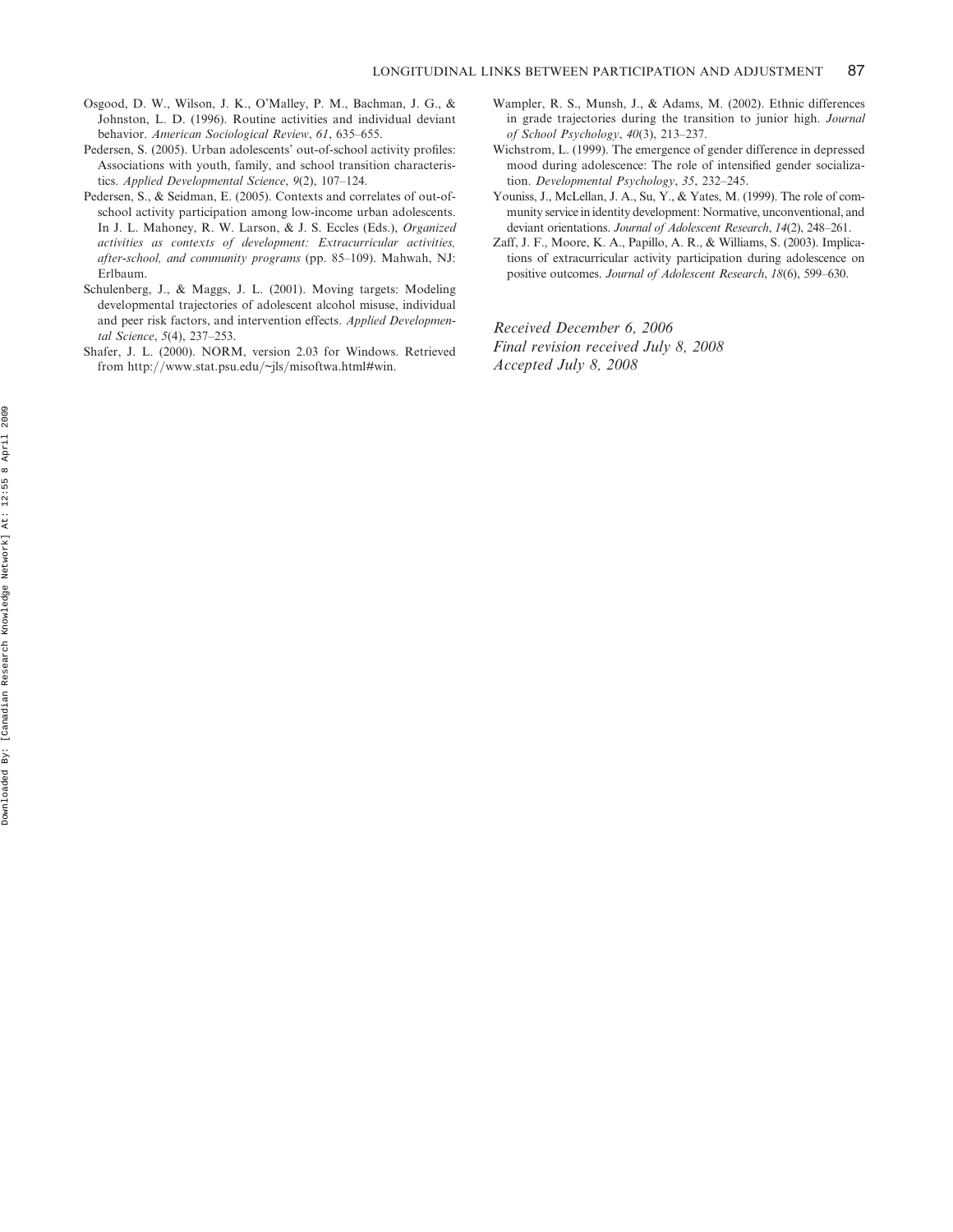Osgood, D. W., Wilson, J. K., O'Malley, P. M., Bachman, J. G., & Johnston, L. D. (1996). Routine activities and individual deviant behavior. *American Sociological Review*, *61*, 635–655.

Pedersen, S. (2005). Urban adolescents' out-of-school activity profiles: Associations with youth, family, and school transition characteristics. *Applied Developmental Science*, *9*(2), 107–124.

Pedersen, S., & Seidman, E. (2005). Contexts and correlates of out-of-school activity participation among low-income urban adolescents. In J. L. Mahoney, R. W. Larson, & J. S. Eccles (Eds.), *Organized activities as contexts of development: Extracurricular activities, after-school, and community programs* (pp. 85–109). Mahwah, NJ: Erlbaum.

Schulenberg, J., & Maggs, J. L. (2001). Moving targets: Modeling developmental trajectories of adolescent alcohol misuse, individual and peer risk factors, and intervention effects. *Applied Developmental Science*, *5*(4), 237–253.

Shafer, J. L. (2000). NORM, version 2.03 for Windows. Retrieved from http://www.stat.psu.edu/~jls/misoftwa.html#win.

Wampler, R. S., Munsh, J., & Adams, M. (2002). Ethnic differences in grade trajectories during the transition to junior high. *Journal of School Psychology*, *40*(3), 213–237.

Wichstrom, L. (1999). The emergence of gender difference in depressed mood during adolescence: The role of intensified gender socialization. *Developmental Psychology*, *35*, 232–245.

Youniss, J., McLellan, J. A., Su, Y., & Yates, M. (1999). The role of community service in identity development: Normative, unconventional, and deviant orientations. *Journal of Adolescent Research*, *14*(2), 248–261.

Zaff, J. F., Moore, K. A., Papillo, A. R., & Williams, S. (2003). Implications of extracurricular activity participation during adolescence on positive outcomes. *Journal of Adolescent Research*, *18*(6), 599–630.

*Received December 6, 2006*
*Final revision received July 8, 2008*
*Accepted July 8, 2008*